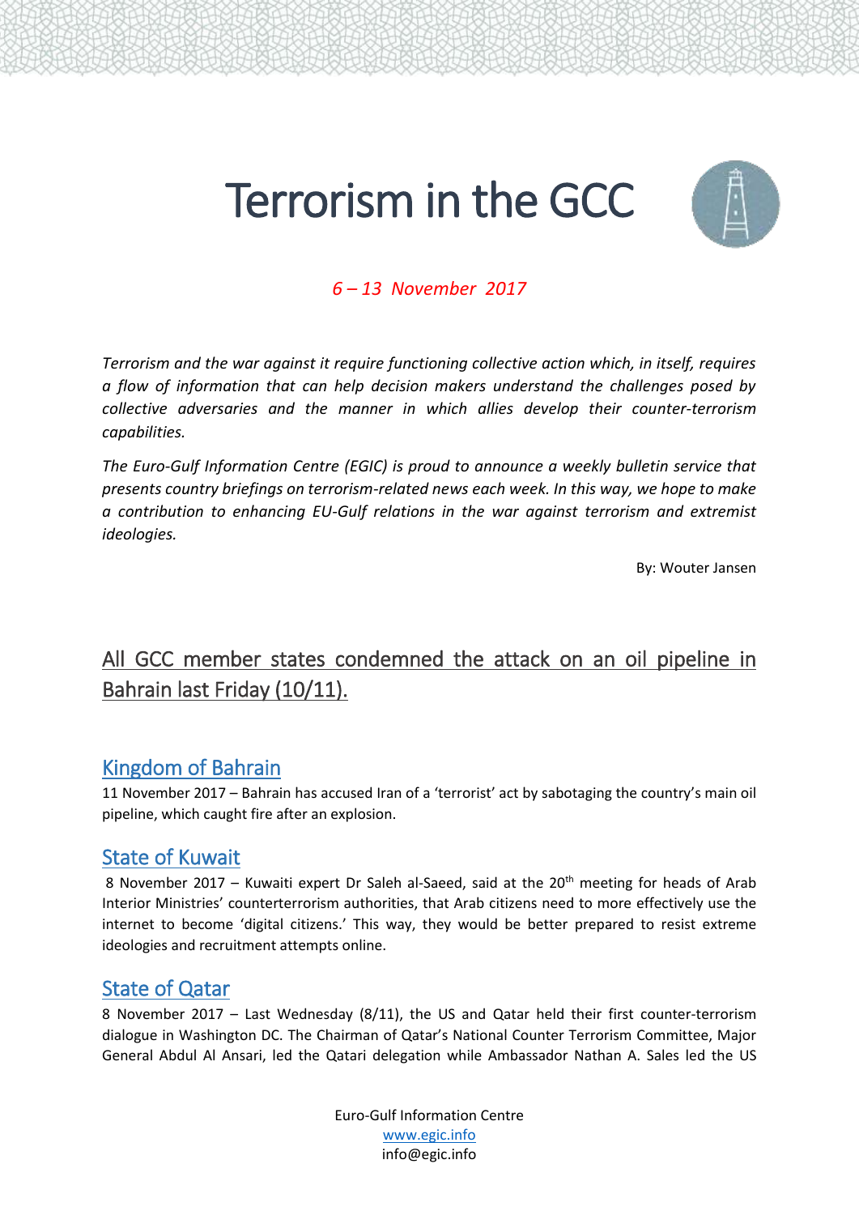# Terrorism in the GCC

*6 – 13 November 2017*

*Terrorism and the war against it require functioning collective action which, in itself, requires a flow of information that can help decision makers understand the challenges posed by collective adversaries and the manner in which allies develop their counter-terrorism capabilities.*

*The Euro-Gulf Information Centre (EGIC) is proud to announce a weekly bulletin service that presents country briefings on terrorism-related news each week. In this way, we hope to make a contribution to enhancing EU-Gulf relations in the war against terrorism and extremist ideologies.*

By: Wouter Jansen

## All GCC member states condemned the attack on an oil pipeline in Bahrain last Friday (10/11).

### Kingdom of Bahrain

11 November 2017 – Bahrain has accused Iran of a 'terrorist' act by sabotaging the country's main oil pipeline, which caught fire after an explosion.

### State of Kuwait

8 November 2017 – Kuwaiti expert Dr Saleh al-Saeed, said at the 20th meeting for heads of Arab Interior Ministries' counterterrorism authorities, that Arab citizens need to more effectively use the internet to become 'digital citizens.' This way, they would be better prepared to resist extreme ideologies and recruitment attempts online.

### State of Qatar

8 November 2017 – Last Wednesday (8/11), the US and Qatar held their first counter-terrorism dialogue in Washington DC. The Chairman of Qatar's National Counter Terrorism Committee, Major General Abdul Al Ansari, led the Qatari delegation while Ambassador Nathan A. Sales led the US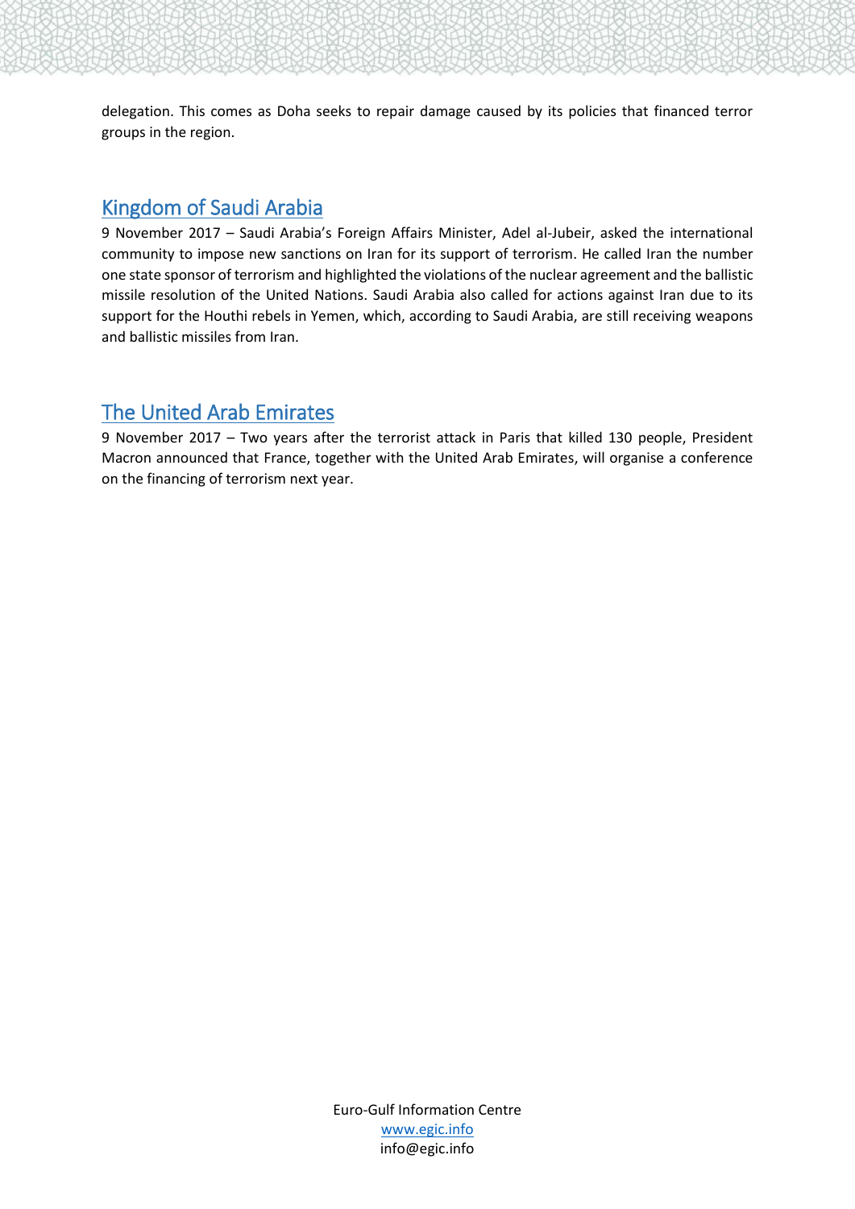delegation. This comes as Doha seeks to repair damage caused by its policies that financed terror groups in the region.

## Kingdom of Saudi Arabia

9 November 2017 – Saudi Arabia's Foreign Affairs Minister, Adel al-Jubeir, asked the international community to impose new sanctions on Iran for its support of terrorism. He called Iran the number one state sponsor of terrorism and highlighted the violations of the nuclear agreement and the ballistic missile resolution of the United Nations. Saudi Arabia also called for actions against Iran due to its support for the Houthi rebels in Yemen, which, according to Saudi Arabia, are still receiving weapons and ballistic missiles from Iran.

## The United Arab Emirates

9 November 2017 – Two years after the terrorist attack in Paris that killed 130 people, President Macron announced that France, together with the United Arab Emirates, will organise a conference on the financing of terrorism next year.

Euro-Gulf Information Centre
www.egic.info
info@egic.info